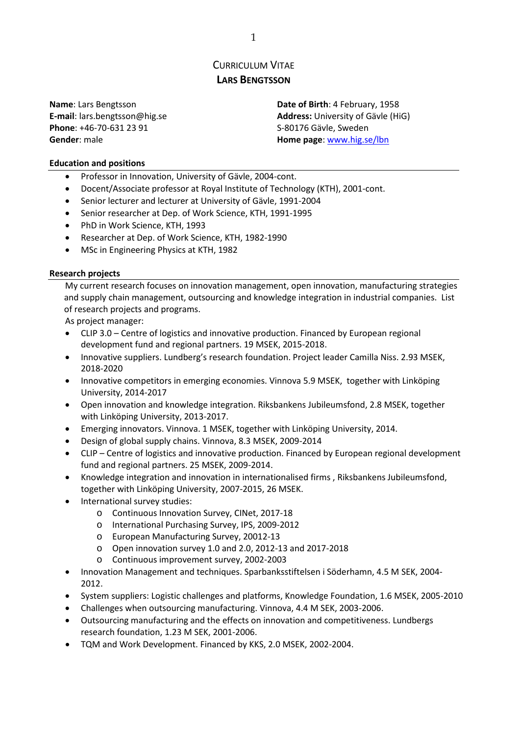# CURRICULUM VITAE
## LARS BENGTSSON

**Name**: Lars Bengtsson
**E-mail**: lars.bengtsson@hig.se
**Phone**: +46-70-631 23 91
**Gender**: male

**Date of Birth**: 4 February, 1958
**Address:** University of Gävle (HiG)
S-80176 Gävle, Sweden
**Home page**: www.hig.se/lbn

### Education and positions

- Professor in Innovation, University of Gävle, 2004-cont.
- Docent/Associate professor at Royal Institute of Technology (KTH), 2001-cont.
- Senior lecturer and lecturer at University of Gävle, 1991-2004
- Senior researcher at Dep. of Work Science, KTH, 1991-1995
- PhD in Work Science, KTH, 1993
- Researcher at Dep. of Work Science, KTH, 1982-1990
- MSc in Engineering Physics at KTH, 1982

### Research projects

My current research focuses on innovation management, open innovation, manufacturing strategies and supply chain management, outsourcing and knowledge integration in industrial companies. List of research projects and programs.

As project manager:

- CLIP 3.0 – Centre of logistics and innovative production. Financed by European regional development fund and regional partners. 19 MSEK, 2015-2018.
- Innovative suppliers. Lundberg's research foundation. Project leader Camilla Niss. 2.93 MSEK, 2018-2020
- Innovative competitors in emerging economies. Vinnova 5.9 MSEK, together with Linköping University, 2014-2017
- Open innovation and knowledge integration. Riksbankens Jubileumsfond, 2.8 MSEK, together with Linköping University, 2013-2017.
- Emerging innovators. Vinnova. 1 MSEK, together with Linköping University, 2014.
- Design of global supply chains. Vinnova, 8.3 MSEK, 2009-2014
- CLIP – Centre of logistics and innovative production. Financed by European regional development fund and regional partners. 25 MSEK, 2009-2014.
- Knowledge integration and innovation in internationalised firms , Riksbankens Jubileumsfond, together with Linköping University, 2007-2015, 26 MSEK.
- International survey studies:
  - Continuous Innovation Survey, CINet, 2017-18
  - International Purchasing Survey, IPS, 2009-2012
  - European Manufacturing Survey, 20012-13
  - Open innovation survey 1.0 and 2.0, 2012-13 and 2017-2018
  - Continuous improvement survey, 2002-2003
- Innovation Management and techniques. Sparbanksstiftelsen i Söderhamn, 4.5 M SEK, 2004-2012.
- System suppliers: Logistic challenges and platforms, Knowledge Foundation, 1.6 MSEK, 2005-2010
- Challenges when outsourcing manufacturing. Vinnova, 4.4 M SEK, 2003-2006.
- Outsourcing manufacturing and the effects on innovation and competitiveness. Lundbergs research foundation, 1.23 M SEK, 2001-2006.
- TQM and Work Development. Financed by KKS, 2.0 MSEK, 2002-2004.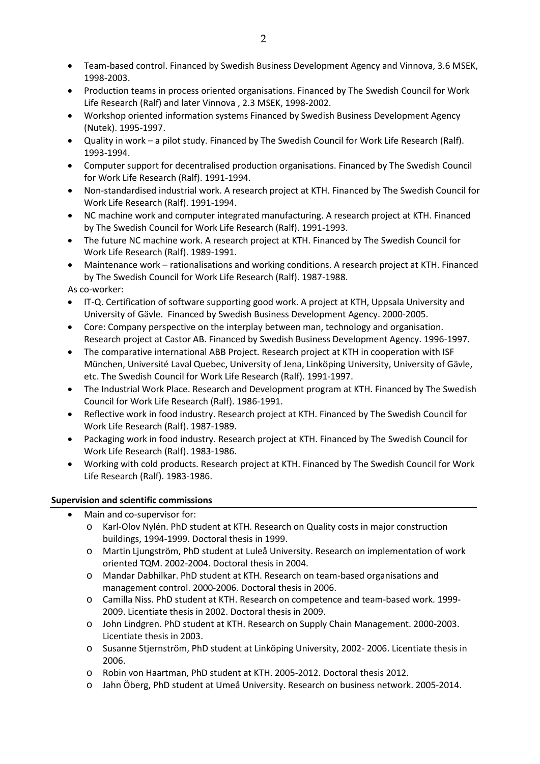- Team-based control. Financed by Swedish Business Development Agency and Vinnova, 3.6 MSEK, 1998-2003.
- Production teams in process oriented organisations. Financed by The Swedish Council for Work Life Research (Ralf) and later Vinnova , 2.3 MSEK, 1998-2002.
- Workshop oriented information systems Financed by Swedish Business Development Agency (Nutek). 1995-1997.
- Quality in work – a pilot study. Financed by The Swedish Council for Work Life Research (Ralf). 1993-1994.
- Computer support for decentralised production organisations. Financed by The Swedish Council for Work Life Research (Ralf). 1991-1994.
- Non-standardised industrial work. A research project at KTH. Financed by The Swedish Council for Work Life Research (Ralf). 1991-1994.
- NC machine work and computer integrated manufacturing. A research project at KTH. Financed by The Swedish Council for Work Life Research (Ralf). 1991-1993.
- The future NC machine work. A research project at KTH. Financed by The Swedish Council for Work Life Research (Ralf). 1989-1991.
- Maintenance work – rationalisations and working conditions. A research project at KTH. Financed by The Swedish Council for Work Life Research (Ralf). 1987-1988.

As co-worker:

- IT-Q. Certification of software supporting good work. A project at KTH, Uppsala University and University of Gävle. Financed by Swedish Business Development Agency. 2000-2005.
- Core: Company perspective on the interplay between man, technology and organisation. Research project at Castor AB. Financed by Swedish Business Development Agency. 1996-1997.
- The comparative international ABB Project. Research project at KTH in cooperation with ISF München, Université Laval Quebec, University of Jena, Linköping University, University of Gävle, etc. The Swedish Council for Work Life Research (Ralf). 1991-1997.
- The Industrial Work Place. Research and Development program at KTH. Financed by The Swedish Council for Work Life Research (Ralf). 1986-1991.
- Reflective work in food industry. Research project at KTH. Financed by The Swedish Council for Work Life Research (Ralf). 1987-1989.
- Packaging work in food industry. Research project at KTH. Financed by The Swedish Council for Work Life Research (Ralf). 1983-1986.
- Working with cold products. Research project at KTH. Financed by The Swedish Council for Work Life Research (Ralf). 1983-1986.

**Supervision and scientific commissions**

- Main and co-supervisor for:
  - Karl-Olov Nylén. PhD student at KTH. Research on Quality costs in major construction buildings, 1994-1999. Doctoral thesis in 1999.
  - Martin Ljungström, PhD student at Luleå University. Research on implementation of work oriented TQM. 2002-2004. Doctoral thesis in 2004.
  - Mandar Dabhilkar. PhD student at KTH. Research on team-based organisations and management control. 2000-2006. Doctoral thesis in 2006.
  - Camilla Niss. PhD student at KTH. Research on competence and team-based work. 1999-2009. Licentiate thesis in 2002. Doctoral thesis in 2009.
  - John Lindgren. PhD student at KTH. Research on Supply Chain Management. 2000-2003. Licentiate thesis in 2003.
  - Susanne Stjernström, PhD student at Linköping University, 2002- 2006. Licentiate thesis in 2006.
  - Robin von Haartman, PhD student at KTH. 2005-2012. Doctoral thesis 2012.
  - Jahn Öberg, PhD student at Umeå University. Research on business network. 2005-2014.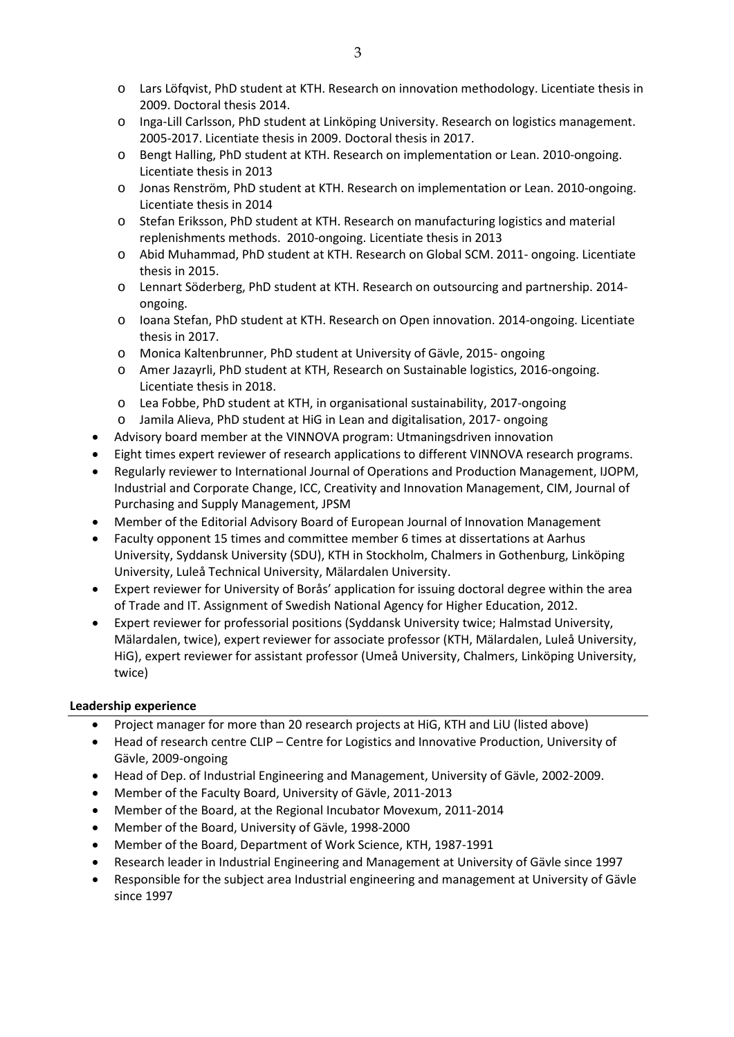- Lars Löfqvist, PhD student at KTH. Research on innovation methodology. Licentiate thesis in 2009. Doctoral thesis 2014.
  - Inga-Lill Carlsson, PhD student at Linköping University. Research on logistics management. 2005-2017. Licentiate thesis in 2009. Doctoral thesis in 2017.
  - Bengt Halling, PhD student at KTH. Research on implementation or Lean. 2010-ongoing. Licentiate thesis in 2013
  - Jonas Renström, PhD student at KTH. Research on implementation or Lean. 2010-ongoing. Licentiate thesis in 2014
  - Stefan Eriksson, PhD student at KTH. Research on manufacturing logistics and material replenishments methods. 2010-ongoing. Licentiate thesis in 2013
  - Abid Muhammad, PhD student at KTH. Research on Global SCM. 2011- ongoing. Licentiate thesis in 2015.
  - Lennart Söderberg, PhD student at KTH. Research on outsourcing and partnership. 2014-ongoing.
  - Ioana Stefan, PhD student at KTH. Research on Open innovation. 2014-ongoing. Licentiate thesis in 2017.
  - Monica Kaltenbrunner, PhD student at University of Gävle, 2015- ongoing
  - Amer Jazayrli, PhD student at KTH, Research on Sustainable logistics, 2016-ongoing. Licentiate thesis in 2018.
  - Lea Fobbe, PhD student at KTH, in organisational sustainability, 2017-ongoing
  - Jamila Alieva, PhD student at HiG in Lean and digitalisation, 2017- ongoing
- Advisory board member at the VINNOVA program: Utmaningsdriven innovation
- Eight times expert reviewer of research applications to different VINNOVA research programs.
- Regularly reviewer to International Journal of Operations and Production Management, IJOPM, Industrial and Corporate Change, ICC, Creativity and Innovation Management, CIM, Journal of Purchasing and Supply Management, JPSM
- Member of the Editorial Advisory Board of European Journal of Innovation Management
- Faculty opponent 15 times and committee member 6 times at dissertations at Aarhus University, Syddansk University (SDU), KTH in Stockholm, Chalmers in Gothenburg, Linköping University, Luleå Technical University, Mälardalen University.
- Expert reviewer for University of Borås' application for issuing doctoral degree within the area of Trade and IT. Assignment of Swedish National Agency for Higher Education, 2012.
- Expert reviewer for professorial positions (Syddansk University twice; Halmstad University, Mälardalen, twice), expert reviewer for associate professor (KTH, Mälardalen, Luleå University, HiG), expert reviewer for assistant professor (Umeå University, Chalmers, Linköping University, twice)

**Leadership experience**

- Project manager for more than 20 research projects at HiG, KTH and LiU (listed above)
- Head of research centre CLIP – Centre for Logistics and Innovative Production, University of Gävle, 2009-ongoing
- Head of Dep. of Industrial Engineering and Management, University of Gävle, 2002-2009.
- Member of the Faculty Board, University of Gävle, 2011-2013
- Member of the Board, at the Regional Incubator Movexum, 2011-2014
- Member of the Board, University of Gävle, 1998-2000
- Member of the Board, Department of Work Science, KTH, 1987-1991
- Research leader in Industrial Engineering and Management at University of Gävle since 1997
- Responsible for the subject area Industrial engineering and management at University of Gävle since 1997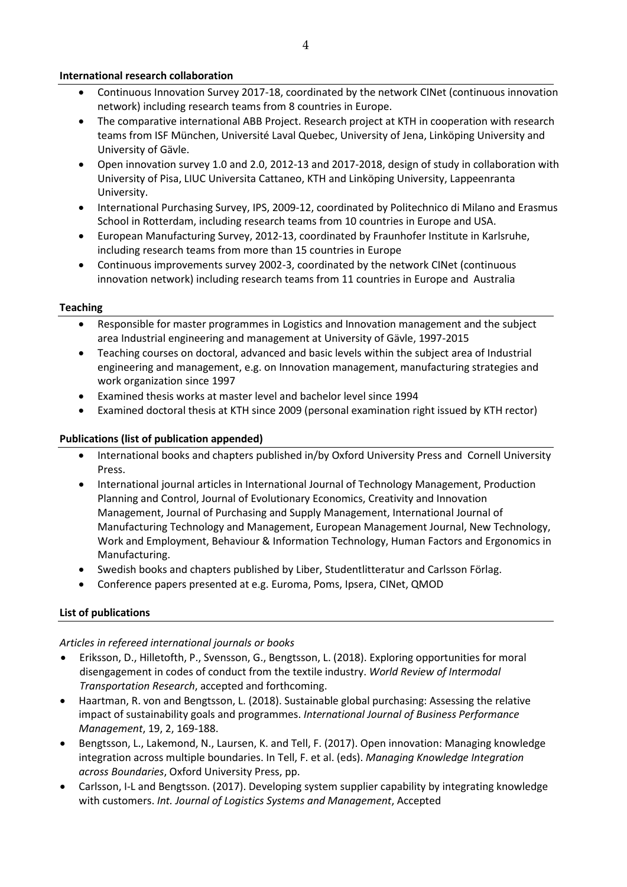**International research collaboration**

- Continuous Innovation Survey 2017-18, coordinated by the network CINet (continuous innovation network) including research teams from 8 countries in Europe.
- The comparative international ABB Project. Research project at KTH in cooperation with research teams from ISF München, Université Laval Quebec, University of Jena, Linköping University and University of Gävle.
- Open innovation survey 1.0 and 2.0, 2012-13 and 2017-2018, design of study in collaboration with University of Pisa, LIUC Universita Cattaneo, KTH and Linköping University, Lappeenranta University.
- International Purchasing Survey, IPS, 2009-12, coordinated by Politechnico di Milano and Erasmus School in Rotterdam, including research teams from 10 countries in Europe and USA.
- European Manufacturing Survey, 2012-13, coordinated by Fraunhofer Institute in Karlsruhe, including research teams from more than 15 countries in Europe
- Continuous improvements survey 2002-3, coordinated by the network CINet (continuous innovation network) including research teams from 11 countries in Europe and Australia

**Teaching**

- Responsible for master programmes in Logistics and Innovation management and the subject area Industrial engineering and management at University of Gävle, 1997-2015
- Teaching courses on doctoral, advanced and basic levels within the subject area of Industrial engineering and management, e.g. on Innovation management, manufacturing strategies and work organization since 1997
- Examined thesis works at master level and bachelor level since 1994
- Examined doctoral thesis at KTH since 2009 (personal examination right issued by KTH rector)

**Publications (list of publication appended)**

- International books and chapters published in/by Oxford University Press and Cornell University Press.
- International journal articles in International Journal of Technology Management, Production Planning and Control, Journal of Evolutionary Economics, Creativity and Innovation Management, Journal of Purchasing and Supply Management, International Journal of Manufacturing Technology and Management, European Management Journal, New Technology, Work and Employment, Behaviour & Information Technology, Human Factors and Ergonomics in Manufacturing.
- Swedish books and chapters published by Liber, Studentlitteratur and Carlsson Förlag.
- Conference papers presented at e.g. Euroma, Poms, Ipsera, CINet, QMOD

**List of publications**

*Articles in refereed international journals or books*

- Eriksson, D., Hilletofth, P., Svensson, G., Bengtsson, L. (2018). Exploring opportunities for moral disengagement in codes of conduct from the textile industry. *World Review of Intermodal Transportation Research*, accepted and forthcoming.
- Haartman, R. von and Bengtsson, L. (2018). Sustainable global purchasing: Assessing the relative impact of sustainability goals and programmes. *International Journal of Business Performance Management*, 19, 2, 169-188.
- Bengtsson, L., Lakemond, N., Laursen, K. and Tell, F. (2017). Open innovation: Managing knowledge integration across multiple boundaries. In Tell, F. et al. (eds). *Managing Knowledge Integration across Boundaries*, Oxford University Press, pp.
- Carlsson, I-L and Bengtsson. (2017). Developing system supplier capability by integrating knowledge with customers. *Int. Journal of Logistics Systems and Management*, Accepted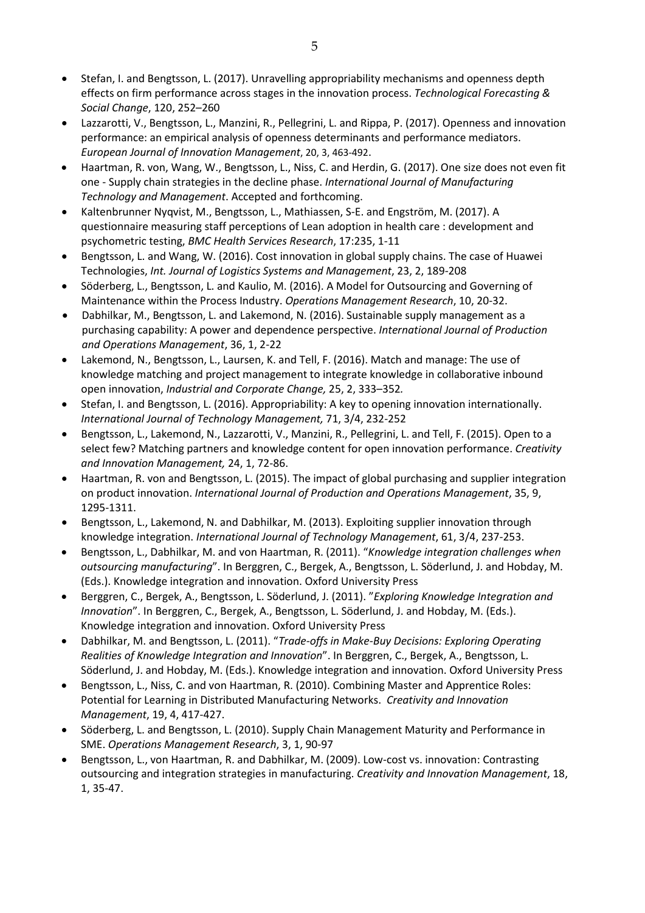- Stefan, I. and Bengtsson, L. (2017). Unravelling appropriability mechanisms and openness depth effects on firm performance across stages in the innovation process. *Technological Forecasting & Social Change*, 120, 252–260
- Lazzarotti, V., Bengtsson, L., Manzini, R., Pellegrini, L. and Rippa, P. (2017). Openness and innovation performance: an empirical analysis of openness determinants and performance mediators. *European Journal of Innovation Management*, 20, 3, 463-492.
- Haartman, R. von, Wang, W., Bengtsson, L., Niss, C. and Herdin, G. (2017). One size does not even fit one - Supply chain strategies in the decline phase. *International Journal of Manufacturing Technology and Management*. Accepted and forthcoming.
- Kaltenbrunner Nyqvist, M., Bengtsson, L., Mathiassen, S-E. and Engström, M. (2017). A questionnaire measuring staff perceptions of Lean adoption in health care : development and psychometric testing, *BMC Health Services Research*, 17:235, 1-11
- Bengtsson, L. and Wang, W. (2016). Cost innovation in global supply chains. The case of Huawei Technologies, *Int. Journal of Logistics Systems and Management*, 23, 2, 189-208
- Söderberg, L., Bengtsson, L. and Kaulio, M. (2016). A Model for Outsourcing and Governing of Maintenance within the Process Industry. *Operations Management Research*, 10, 20-32.
- Dabhilkar, M., Bengtsson, L. and Lakemond, N. (2016). Sustainable supply management as a purchasing capability: A power and dependence perspective. *International Journal of Production and Operations Management*, 36, 1, 2-22
- Lakemond, N., Bengtsson, L., Laursen, K. and Tell, F. (2016). Match and manage: The use of knowledge matching and project management to integrate knowledge in collaborative inbound open innovation, *Industrial and Corporate Change,* 25, 2, 333–352*.*
- Stefan, I. and Bengtsson, L. (2016). Appropriability: A key to opening innovation internationally. *International Journal of Technology Management,* 71, 3/4, 232-252
- Bengtsson, L., Lakemond, N., Lazzarotti, V., Manzini, R., Pellegrini, L. and Tell, F. (2015). Open to a select few? Matching partners and knowledge content for open innovation performance. *Creativity and Innovation Management,* 24, 1, 72-86.
- Haartman, R. von and Bengtsson, L. (2015). The impact of global purchasing and supplier integration on product innovation. *International Journal of Production and Operations Management*, 35, 9, 1295-1311.
- Bengtsson, L., Lakemond, N. and Dabhilkar, M. (2013). Exploiting supplier innovation through knowledge integration. *International Journal of Technology Management*, 61, 3/4, 237-253.
- Bengtsson, L., Dabhilkar, M. and von Haartman, R. (2011). "*Knowledge integration challenges when outsourcing manufacturing*". In Berggren, C., Bergek, A., Bengtsson, L. Söderlund, J. and Hobday, M. (Eds.). Knowledge integration and innovation. Oxford University Press
- Berggren, C., Bergek, A., Bengtsson, L. Söderlund, J. (2011). "*Exploring Knowledge Integration and Innovation*". In Berggren, C., Bergek, A., Bengtsson, L. Söderlund, J. and Hobday, M. (Eds.). Knowledge integration and innovation. Oxford University Press
- Dabhilkar, M. and Bengtsson, L. (2011). "*Trade-offs in Make-Buy Decisions: Exploring Operating Realities of Knowledge Integration and Innovation*". In Berggren, C., Bergek, A., Bengtsson, L. Söderlund, J. and Hobday, M. (Eds.). Knowledge integration and innovation. Oxford University Press
- Bengtsson, L., Niss, C. and von Haartman, R. (2010). Combining Master and Apprentice Roles: Potential for Learning in Distributed Manufacturing Networks. *Creativity and Innovation Management*, 19, 4, 417-427.
- Söderberg, L. and Bengtsson, L. (2010). Supply Chain Management Maturity and Performance in SME. *Operations Management Research*, 3, 1, 90-97
- Bengtsson, L., von Haartman, R. and Dabhilkar, M. (2009). Low-cost vs. innovation: Contrasting outsourcing and integration strategies in manufacturing. *Creativity and Innovation Management*, 18, 1, 35-47.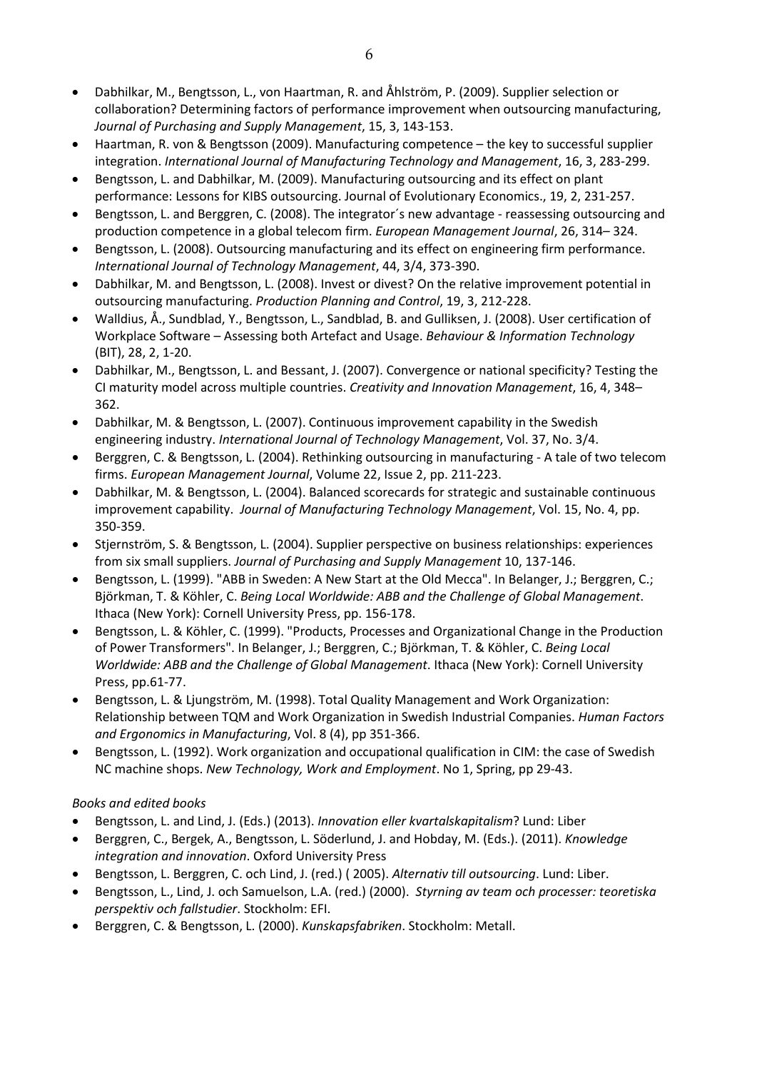- Dabhilkar, M., Bengtsson, L., von Haartman, R. and Åhlström, P. (2009). Supplier selection or collaboration? Determining factors of performance improvement when outsourcing manufacturing, *Journal of Purchasing and Supply Management*, 15, 3, 143-153.
- Haartman, R. von & Bengtsson (2009). Manufacturing competence – the key to successful supplier integration. *International Journal of Manufacturing Technology and Management*, 16, 3, 283-299.
- Bengtsson, L. and Dabhilkar, M. (2009). Manufacturing outsourcing and its effect on plant performance: Lessons for KIBS outsourcing. Journal of Evolutionary Economics., 19, 2, 231-257.
- Bengtsson, L. and Berggren, C. (2008). The integrator´s new advantage - reassessing outsourcing and production competence in a global telecom firm. *European Management Journal*, 26, 314– 324.
- Bengtsson, L. (2008). Outsourcing manufacturing and its effect on engineering firm performance. *International Journal of Technology Management*, 44, 3/4, 373-390.
- Dabhilkar, M. and Bengtsson, L. (2008). Invest or divest? On the relative improvement potential in outsourcing manufacturing. *Production Planning and Control*, 19, 3, 212-228.
- Walldius, Å., Sundblad, Y., Bengtsson, L., Sandblad, B. and Gulliksen, J. (2008). User certification of Workplace Software – Assessing both Artefact and Usage. *Behaviour & Information Technology* (BIT), 28, 2, 1-20.
- Dabhilkar, M., Bengtsson, L. and Bessant, J. (2007). Convergence or national specificity? Testing the CI maturity model across multiple countries. *Creativity and Innovation Management*, 16, 4, 348–362.
- Dabhilkar, M. & Bengtsson, L. (2007). Continuous improvement capability in the Swedish engineering industry. *International Journal of Technology Management*, Vol. 37, No. 3/4.
- Berggren, C. & Bengtsson, L. (2004). Rethinking outsourcing in manufacturing - A tale of two telecom firms. *European Management Journal*, Volume 22, Issue 2, pp. 211-223.
- Dabhilkar, M. & Bengtsson, L. (2004). Balanced scorecards for strategic and sustainable continuous improvement capability. *Journal of Manufacturing Technology Management*, Vol. 15, No. 4, pp. 350-359.
- Stjernström, S. & Bengtsson, L. (2004). Supplier perspective on business relationships: experiences from six small suppliers. *Journal of Purchasing and Supply Management* 10, 137-146.
- Bengtsson, L. (1999). "ABB in Sweden: A New Start at the Old Mecca". In Belanger, J.; Berggren, C.; Björkman, T. & Köhler, C. *Being Local Worldwide: ABB and the Challenge of Global Management*. Ithaca (New York): Cornell University Press, pp. 156-178.
- Bengtsson, L. & Köhler, C. (1999). "Products, Processes and Organizational Change in the Production of Power Transformers". In Belanger, J.; Berggren, C.; Björkman, T. & Köhler, C. *Being Local Worldwide: ABB and the Challenge of Global Management*. Ithaca (New York): Cornell University Press, pp.61-77.
- Bengtsson, L. & Ljungström, M. (1998). Total Quality Management and Work Organization: Relationship between TQM and Work Organization in Swedish Industrial Companies. *Human Factors and Ergonomics in Manufacturing*, Vol. 8 (4), pp 351-366.
- Bengtsson, L. (1992). Work organization and occupational qualification in CIM: the case of Swedish NC machine shops. *New Technology, Work and Employment*. No 1, Spring, pp 29-43.

*Books and edited books*

- Bengtsson, L. and Lind, J. (Eds.) (2013). *Innovation eller kvartalskapitalism*? Lund: Liber
- Berggren, C., Bergek, A., Bengtsson, L. Söderlund, J. and Hobday, M. (Eds.). (2011). *Knowledge integration and innovation*. Oxford University Press
- Bengtsson, L. Berggren, C. och Lind, J. (red.) ( 2005). *Alternativ till outsourcing*. Lund: Liber.
- Bengtsson, L., Lind, J. och Samuelson, L.A. (red.) (2000). *Styrning av team och processer: teoretiska perspektiv och fallstudier*. Stockholm: EFI.
- Berggren, C. & Bengtsson, L. (2000). *Kunskapsfabriken*. Stockholm: Metall.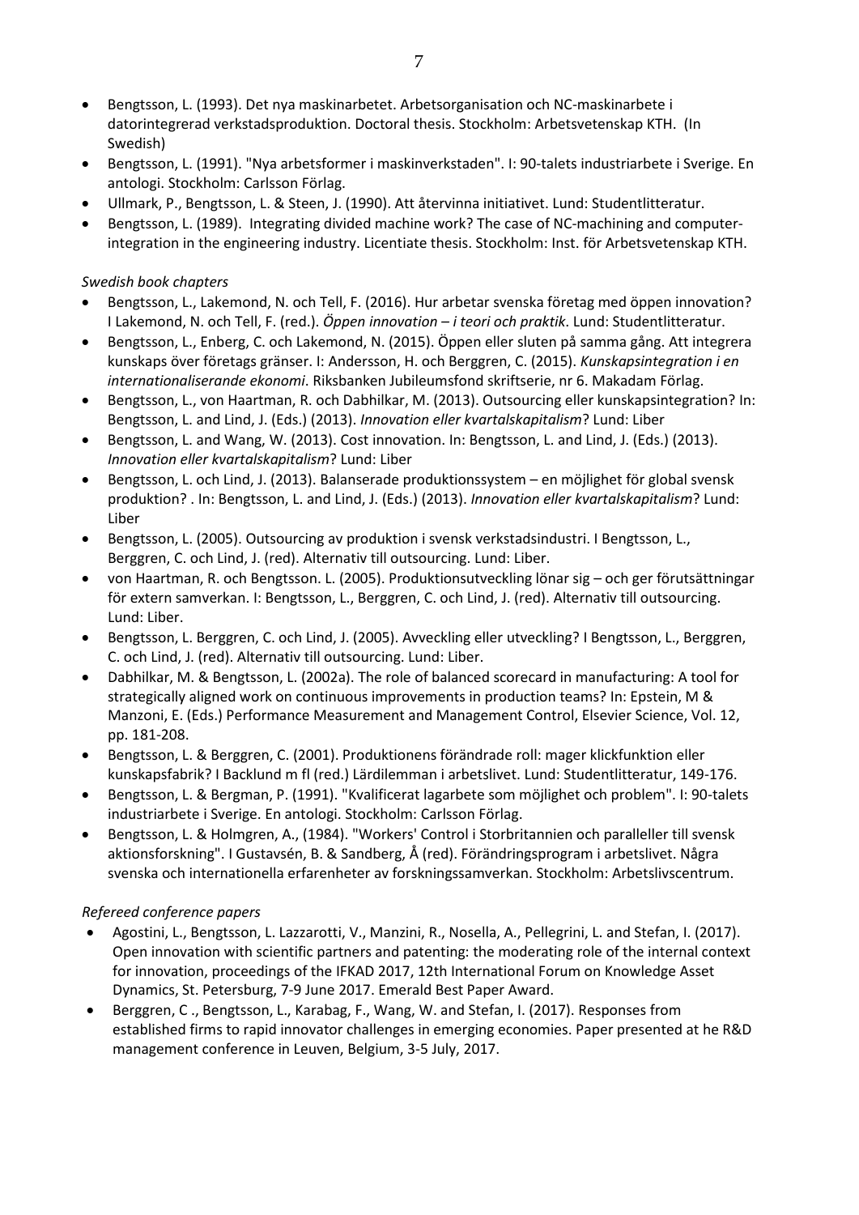- Bengtsson, L. (1993). Det nya maskinarbetet. Arbetsorganisation och NC-maskinarbete i datorintegrerad verkstadsproduktion. Doctoral thesis. Stockholm: Arbetsvetenskap KTH. (In Swedish)
- Bengtsson, L. (1991). "Nya arbetsformer i maskinverkstaden". I: 90-talets industriarbete i Sverige. En antologi. Stockholm: Carlsson Förlag.
- Ullmark, P., Bengtsson, L. & Steen, J. (1990). Att återvinna initiativet. Lund: Studentlitteratur.
- Bengtsson, L. (1989). Integrating divided machine work? The case of NC-machining and computer-integration in the engineering industry. Licentiate thesis. Stockholm: Inst. för Arbetsvetenskap KTH.

*Swedish book chapters*

- Bengtsson, L., Lakemond, N. och Tell, F. (2016). Hur arbetar svenska företag med öppen innovation? I Lakemond, N. och Tell, F. (red.). *Öppen innovation – i teori och praktik*. Lund: Studentlitteratur.
- Bengtsson, L., Enberg, C. och Lakemond, N. (2015). Öppen eller sluten på samma gång. Att integrera kunskaps över företags gränser. I: Andersson, H. och Berggren, C. (2015). *Kunskapsintegration i en internationaliserande ekonomi*. Riksbanken Jubileumsfond skriftserie, nr 6. Makadam Förlag.
- Bengtsson, L., von Haartman, R. och Dabhilkar, M. (2013). Outsourcing eller kunskapsintegration? In: Bengtsson, L. and Lind, J. (Eds.) (2013). *Innovation eller kvartalskapitalism*? Lund: Liber
- Bengtsson, L. and Wang, W. (2013). Cost innovation. In: Bengtsson, L. and Lind, J. (Eds.) (2013). *Innovation eller kvartalskapitalism*? Lund: Liber
- Bengtsson, L. och Lind, J. (2013). Balanserade produktionssystem – en möjlighet för global svensk produktion? . In: Bengtsson, L. and Lind, J. (Eds.) (2013). *Innovation eller kvartalskapitalism*? Lund: Liber
- Bengtsson, L. (2005). Outsourcing av produktion i svensk verkstadsindustri. I Bengtsson, L., Berggren, C. och Lind, J. (red). Alternativ till outsourcing. Lund: Liber.
- von Haartman, R. och Bengtsson. L. (2005). Produktionsutveckling lönar sig – och ger förutsättningar för extern samverkan. I: Bengtsson, L., Berggren, C. och Lind, J. (red). Alternativ till outsourcing. Lund: Liber.
- Bengtsson, L. Berggren, C. och Lind, J. (2005). Avveckling eller utveckling? I Bengtsson, L., Berggren, C. och Lind, J. (red). Alternativ till outsourcing. Lund: Liber.
- Dabhilkar, M. & Bengtsson, L. (2002a). The role of balanced scorecard in manufacturing: A tool for strategically aligned work on continuous improvements in production teams? In: Epstein, M & Manzoni, E. (Eds.) Performance Measurement and Management Control, Elsevier Science, Vol. 12, pp. 181-208.
- Bengtsson, L. & Berggren, C. (2001). Produktionens förändrade roll: mager klickfunktion eller kunskapsfabrik? I Backlund m fl (red.) Lärdilemman i arbetslivet. Lund: Studentlitteratur, 149-176.
- Bengtsson, L. & Bergman, P. (1991). "Kvalificerat lagarbete som möjlighet och problem". I: 90-talets industriarbete i Sverige. En antologi. Stockholm: Carlsson Förlag.
- Bengtsson, L. & Holmgren, A., (1984). "Workers' Control i Storbritannien och paralleller till svensk aktionsforskning". I Gustavsén, B. & Sandberg, Å (red). Förändringsprogram i arbetslivet. Några svenska och internationella erfarenheter av forskningssamverkan. Stockholm: Arbetslivscentrum.

*Refereed conference papers*

- Agostini, L., Bengtsson, L. Lazzarotti, V., Manzini, R., Nosella, A., Pellegrini, L. and Stefan, I. (2017). Open innovation with scientific partners and patenting: the moderating role of the internal context for innovation, proceedings of the IFKAD 2017, 12th International Forum on Knowledge Asset Dynamics, St. Petersburg, 7-9 June 2017. Emerald Best Paper Award.
- Berggren, C ., Bengtsson, L., Karabag, F., Wang, W. and Stefan, I. (2017). Responses from established firms to rapid innovator challenges in emerging economies. Paper presented at he R&D management conference in Leuven, Belgium, 3-5 July, 2017.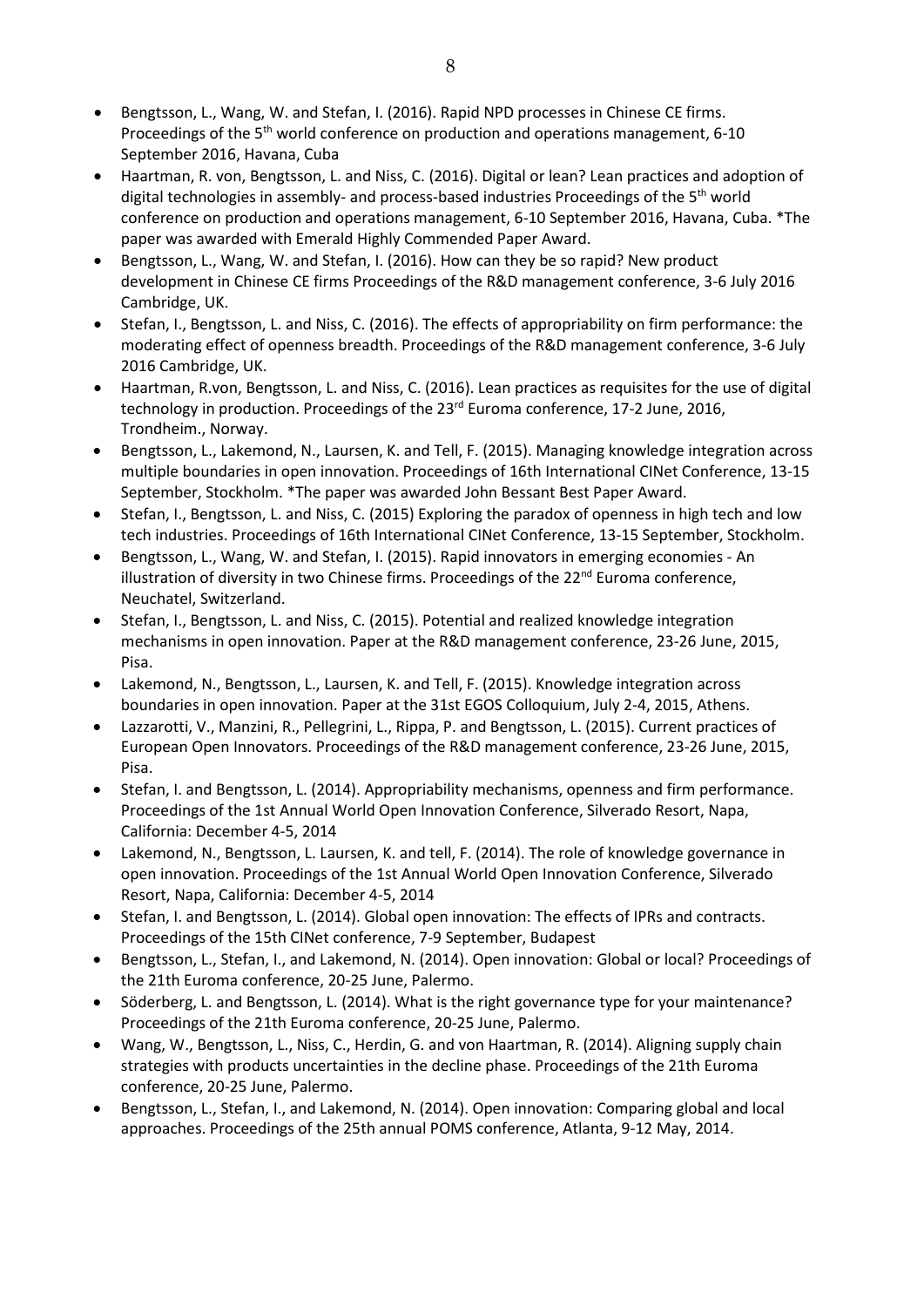- Bengtsson, L., Wang, W. and Stefan, I. (2016). Rapid NPD processes in Chinese CE firms. Proceedings of the 5th world conference on production and operations management, 6-10 September 2016, Havana, Cuba
- Haartman, R. von, Bengtsson, L. and Niss, C. (2016). Digital or lean? Lean practices and adoption of digital technologies in assembly- and process-based industries Proceedings of the 5th world conference on production and operations management, 6-10 September 2016, Havana, Cuba. *The paper was awarded with Emerald Highly Commended Paper Award.
- Bengtsson, L., Wang, W. and Stefan, I. (2016). How can they be so rapid? New product development in Chinese CE firms Proceedings of the R&D management conference, 3-6 July 2016 Cambridge, UK.
- Stefan, I., Bengtsson, L. and Niss, C. (2016). The effects of appropriability on firm performance: the moderating effect of openness breadth. Proceedings of the R&D management conference, 3-6 July 2016 Cambridge, UK.
- Haartman, R.von, Bengtsson, L. and Niss, C. (2016). Lean practices as requisites for the use of digital technology in production. Proceedings of the 23rd Euroma conference, 17-2 June, 2016, Trondheim., Norway.
- Bengtsson, L., Lakemond, N., Laursen, K. and Tell, F. (2015). Managing knowledge integration across multiple boundaries in open innovation. Proceedings of 16th International CINet Conference, 13-15 September, Stockholm. *The paper was awarded John Bessant Best Paper Award.
- Stefan, I., Bengtsson, L. and Niss, C. (2015) Exploring the paradox of openness in high tech and low tech industries. Proceedings of 16th International CINet Conference, 13-15 September, Stockholm.
- Bengtsson, L., Wang, W. and Stefan, I. (2015). Rapid innovators in emerging economies - An illustration of diversity in two Chinese firms. Proceedings of the 22nd Euroma conference, Neuchatel, Switzerland.
- Stefan, I., Bengtsson, L. and Niss, C. (2015). Potential and realized knowledge integration mechanisms in open innovation. Paper at the R&D management conference, 23-26 June, 2015, Pisa.
- Lakemond, N., Bengtsson, L., Laursen, K. and Tell, F. (2015). Knowledge integration across boundaries in open innovation. Paper at the 31st EGOS Colloquium, July 2-4, 2015, Athens.
- Lazzarotti, V., Manzini, R., Pellegrini, L., Rippa, P. and Bengtsson, L. (2015). Current practices of European Open Innovators. Proceedings of the R&D management conference, 23-26 June, 2015, Pisa.
- Stefan, I. and Bengtsson, L. (2014). Appropriability mechanisms, openness and firm performance. Proceedings of the 1st Annual World Open Innovation Conference, Silverado Resort, Napa, California: December 4-5, 2014
- Lakemond, N., Bengtsson, L. Laursen, K. and tell, F. (2014). The role of knowledge governance in open innovation. Proceedings of the 1st Annual World Open Innovation Conference, Silverado Resort, Napa, California: December 4-5, 2014
- Stefan, I. and Bengtsson, L. (2014). Global open innovation: The effects of IPRs and contracts. Proceedings of the 15th CINet conference, 7-9 September, Budapest
- Bengtsson, L., Stefan, I., and Lakemond, N. (2014). Open innovation: Global or local? Proceedings of the 21th Euroma conference, 20-25 June, Palermo.
- Söderberg, L. and Bengtsson, L. (2014). What is the right governance type for your maintenance? Proceedings of the 21th Euroma conference, 20-25 June, Palermo.
- Wang, W., Bengtsson, L., Niss, C., Herdin, G. and von Haartman, R. (2014). Aligning supply chain strategies with products uncertainties in the decline phase. Proceedings of the 21th Euroma conference, 20-25 June, Palermo.
- Bengtsson, L., Stefan, I., and Lakemond, N. (2014). Open innovation: Comparing global and local approaches. Proceedings of the 25th annual POMS conference, Atlanta, 9-12 May, 2014.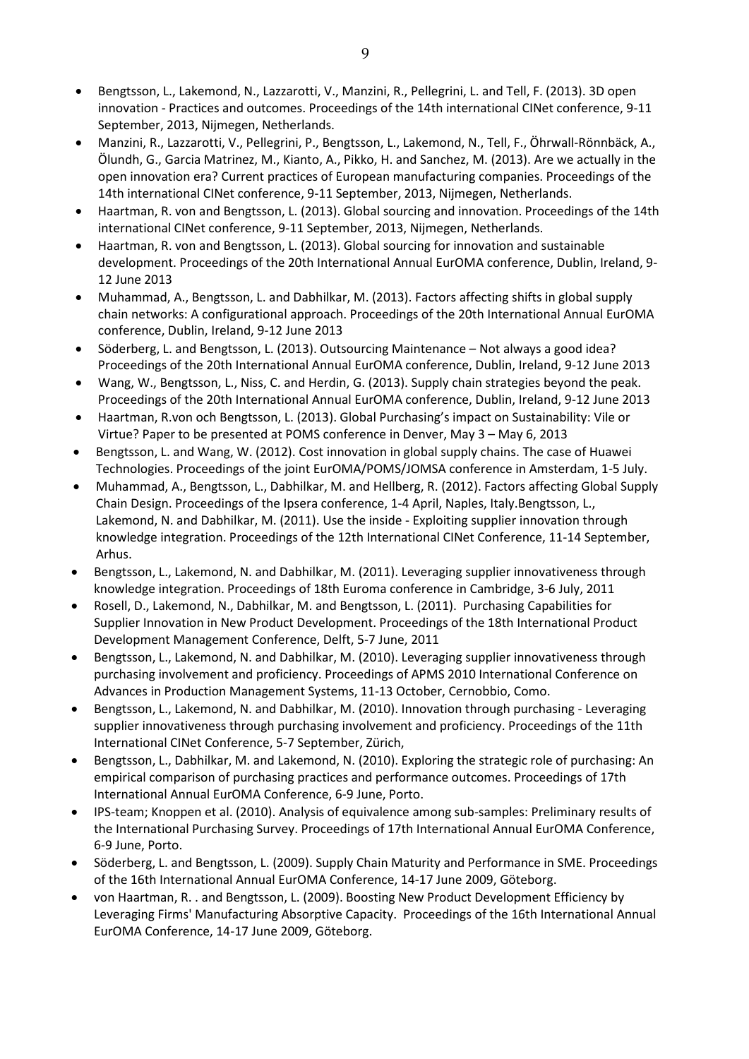- Bengtsson, L., Lakemond, N., Lazzarotti, V., Manzini, R., Pellegrini, L. and Tell, F. (2013). 3D open innovation - Practices and outcomes. Proceedings of the 14th international CINet conference, 9-11 September, 2013, Nijmegen, Netherlands.
- Manzini, R., Lazzarotti, V., Pellegrini, P., Bengtsson, L., Lakemond, N., Tell, F., Öhrwall-Rönnbäck, A., Ölundh, G., Garcia Matrinez, M., Kianto, A., Pikko, H. and Sanchez, M. (2013). Are we actually in the open innovation era? Current practices of European manufacturing companies. Proceedings of the 14th international CINet conference, 9-11 September, 2013, Nijmegen, Netherlands.
- Haartman, R. von and Bengtsson, L. (2013). Global sourcing and innovation. Proceedings of the 14th international CINet conference, 9-11 September, 2013, Nijmegen, Netherlands.
- Haartman, R. von and Bengtsson, L. (2013). Global sourcing for innovation and sustainable development. Proceedings of the 20th International Annual EurOMA conference, Dublin, Ireland, 9-12 June 2013
- Muhammad, A., Bengtsson, L. and Dabhilkar, M. (2013). Factors affecting shifts in global supply chain networks: A configurational approach. Proceedings of the 20th International Annual EurOMA conference, Dublin, Ireland, 9-12 June 2013
- Söderberg, L. and Bengtsson, L. (2013). Outsourcing Maintenance – Not always a good idea? Proceedings of the 20th International Annual EurOMA conference, Dublin, Ireland, 9-12 June 2013
- Wang, W., Bengtsson, L., Niss, C. and Herdin, G. (2013). Supply chain strategies beyond the peak. Proceedings of the 20th International Annual EurOMA conference, Dublin, Ireland, 9-12 June 2013
- Haartman, R.von och Bengtsson, L. (2013). Global Purchasing's impact on Sustainability: Vile or Virtue? Paper to be presented at POMS conference in Denver, May 3 – May 6, 2013
- Bengtsson, L. and Wang, W. (2012). Cost innovation in global supply chains. The case of Huawei Technologies. Proceedings of the joint EurOMA/POMS/JOMSA conference in Amsterdam, 1-5 July.
- Muhammad, A., Bengtsson, L., Dabhilkar, M. and Hellberg, R. (2012). Factors affecting Global Supply Chain Design. Proceedings of the Ipsera conference, 1-4 April, Naples, Italy.Bengtsson, L., Lakemond, N. and Dabhilkar, M. (2011). Use the inside - Exploiting supplier innovation through knowledge integration. Proceedings of the 12th International CINet Conference, 11-14 September, Arhus.
- Bengtsson, L., Lakemond, N. and Dabhilkar, M. (2011). Leveraging supplier innovativeness through knowledge integration. Proceedings of 18th Euroma conference in Cambridge, 3-6 July, 2011
- Rosell, D., Lakemond, N., Dabhilkar, M. and Bengtsson, L. (2011). Purchasing Capabilities for Supplier Innovation in New Product Development. Proceedings of the 18th International Product Development Management Conference, Delft, 5-7 June, 2011
- Bengtsson, L., Lakemond, N. and Dabhilkar, M. (2010). Leveraging supplier innovativeness through purchasing involvement and proficiency. Proceedings of APMS 2010 International Conference on Advances in Production Management Systems, 11-13 October, Cernobbio, Como.
- Bengtsson, L., Lakemond, N. and Dabhilkar, M. (2010). Innovation through purchasing - Leveraging supplier innovativeness through purchasing involvement and proficiency. Proceedings of the 11th International CINet Conference, 5-7 September, Zürich,
- Bengtsson, L., Dabhilkar, M. and Lakemond, N. (2010). Exploring the strategic role of purchasing: An empirical comparison of purchasing practices and performance outcomes. Proceedings of 17th International Annual EurOMA Conference, 6-9 June, Porto.
- IPS-team; Knoppen et al. (2010). Analysis of equivalence among sub-samples: Preliminary results of the International Purchasing Survey. Proceedings of 17th International Annual EurOMA Conference, 6-9 June, Porto.
- Söderberg, L. and Bengtsson, L. (2009). Supply Chain Maturity and Performance in SME. Proceedings of the 16th International Annual EurOMA Conference, 14-17 June 2009, Göteborg.
- von Haartman, R. . and Bengtsson, L. (2009). Boosting New Product Development Efficiency by Leveraging Firms' Manufacturing Absorptive Capacity. Proceedings of the 16th International Annual EurOMA Conference, 14-17 June 2009, Göteborg.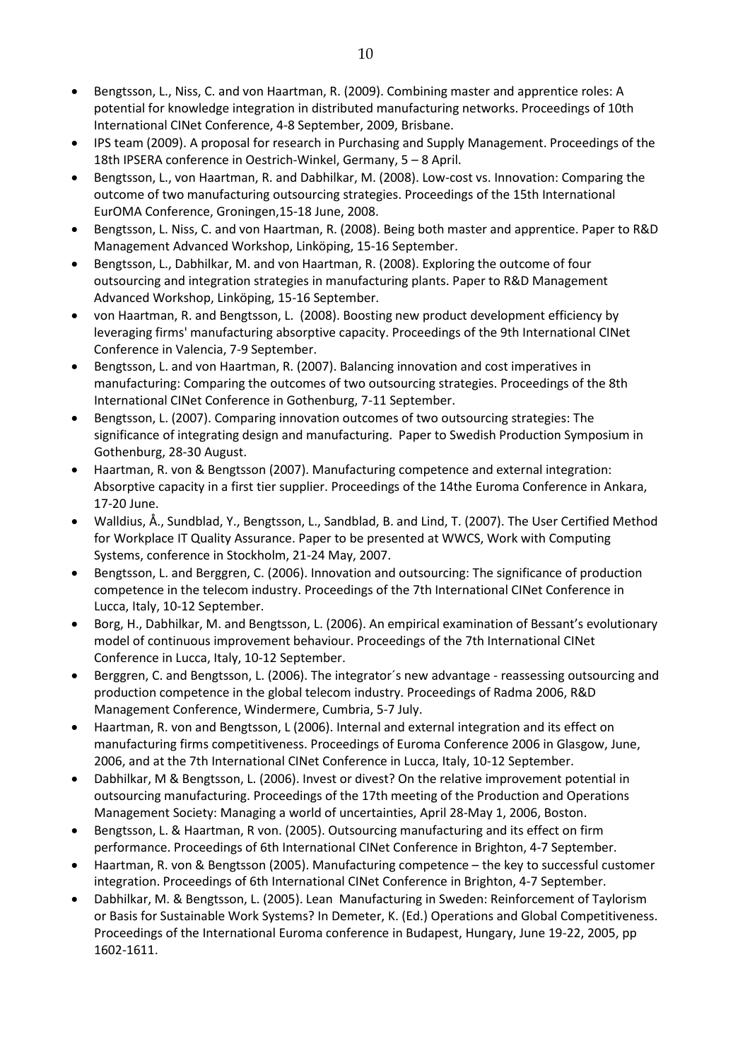- Bengtsson, L., Niss, C. and von Haartman, R. (2009). Combining master and apprentice roles: A potential for knowledge integration in distributed manufacturing networks. Proceedings of 10th International CINet Conference, 4-8 September, 2009, Brisbane.
- IPS team (2009). A proposal for research in Purchasing and Supply Management. Proceedings of the 18th IPSERA conference in Oestrich-Winkel, Germany, 5 – 8 April.
- Bengtsson, L., von Haartman, R. and Dabhilkar, M. (2008). Low-cost vs. Innovation: Comparing the outcome of two manufacturing outsourcing strategies. Proceedings of the 15th International EurOMA Conference, Groningen,15-18 June, 2008.
- Bengtsson, L. Niss, C. and von Haartman, R. (2008). Being both master and apprentice. Paper to R&D Management Advanced Workshop, Linköping, 15-16 September.
- Bengtsson, L., Dabhilkar, M. and von Haartman, R. (2008). Exploring the outcome of four outsourcing and integration strategies in manufacturing plants. Paper to R&D Management Advanced Workshop, Linköping, 15-16 September.
- von Haartman, R. and Bengtsson, L. (2008). Boosting new product development efficiency by leveraging firms' manufacturing absorptive capacity. Proceedings of the 9th International CINet Conference in Valencia, 7-9 September.
- Bengtsson, L. and von Haartman, R. (2007). Balancing innovation and cost imperatives in manufacturing: Comparing the outcomes of two outsourcing strategies. Proceedings of the 8th International CINet Conference in Gothenburg, 7-11 September.
- Bengtsson, L. (2007). Comparing innovation outcomes of two outsourcing strategies: The significance of integrating design and manufacturing. Paper to Swedish Production Symposium in Gothenburg, 28-30 August.
- Haartman, R. von & Bengtsson (2007). Manufacturing competence and external integration: Absorptive capacity in a first tier supplier. Proceedings of the 14the Euroma Conference in Ankara, 17-20 June.
- Walldius, Å., Sundblad, Y., Bengtsson, L., Sandblad, B. and Lind, T. (2007). The User Certified Method for Workplace IT Quality Assurance. Paper to be presented at WWCS, Work with Computing Systems, conference in Stockholm, 21-24 May, 2007.
- Bengtsson, L. and Berggren, C. (2006). Innovation and outsourcing: The significance of production competence in the telecom industry. Proceedings of the 7th International CINet Conference in Lucca, Italy, 10-12 September.
- Borg, H., Dabhilkar, M. and Bengtsson, L. (2006). An empirical examination of Bessant's evolutionary model of continuous improvement behaviour. Proceedings of the 7th International CINet Conference in Lucca, Italy, 10-12 September.
- Berggren, C. and Bengtsson, L. (2006). The integrator´s new advantage - reassessing outsourcing and production competence in the global telecom industry. Proceedings of Radma 2006, R&D Management Conference, Windermere, Cumbria, 5-7 July.
- Haartman, R. von and Bengtsson, L (2006). Internal and external integration and its effect on manufacturing firms competitiveness. Proceedings of Euroma Conference 2006 in Glasgow, June, 2006, and at the 7th International CINet Conference in Lucca, Italy, 10-12 September.
- Dabhilkar, M & Bengtsson, L. (2006). Invest or divest? On the relative improvement potential in outsourcing manufacturing. Proceedings of the 17th meeting of the Production and Operations Management Society: Managing a world of uncertainties, April 28-May 1, 2006, Boston.
- Bengtsson, L. & Haartman, R von. (2005). Outsourcing manufacturing and its effect on firm performance. Proceedings of 6th International CINet Conference in Brighton, 4-7 September.
- Haartman, R. von & Bengtsson (2005). Manufacturing competence – the key to successful customer integration. Proceedings of 6th International CINet Conference in Brighton, 4-7 September.
- Dabhilkar, M. & Bengtsson, L. (2005). Lean Manufacturing in Sweden: Reinforcement of Taylorism or Basis for Sustainable Work Systems? In Demeter, K. (Ed.) Operations and Global Competitiveness. Proceedings of the International Euroma conference in Budapest, Hungary, June 19-22, 2005, pp 1602-1611.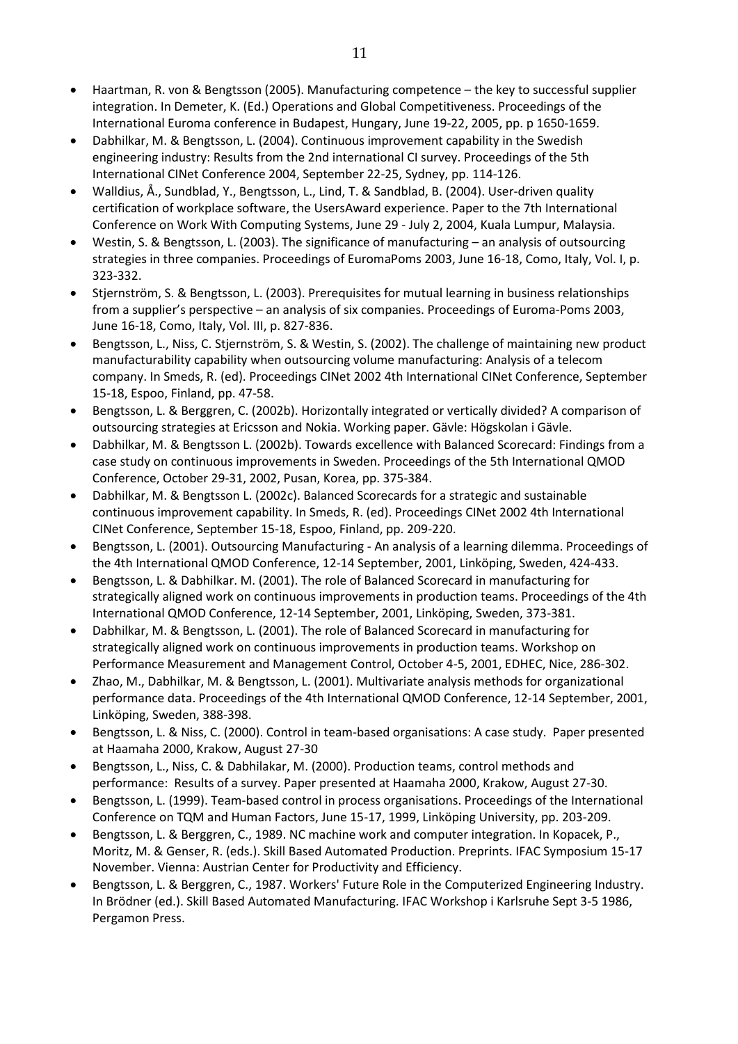- Haartman, R. von & Bengtsson (2005). Manufacturing competence – the key to successful supplier integration. In Demeter, K. (Ed.) Operations and Global Competitiveness. Proceedings of the International Euroma conference in Budapest, Hungary, June 19-22, 2005, pp. p 1650-1659.
- Dabhilkar, M. & Bengtsson, L. (2004). Continuous improvement capability in the Swedish engineering industry: Results from the 2nd international CI survey. Proceedings of the 5th International CINet Conference 2004, September 22-25, Sydney, pp. 114-126.
- Walldius, Å., Sundblad, Y., Bengtsson, L., Lind, T. & Sandblad, B. (2004). User-driven quality certification of workplace software, the UsersAward experience. Paper to the 7th International Conference on Work With Computing Systems, June 29 - July 2, 2004, Kuala Lumpur, Malaysia.
- Westin, S. & Bengtsson, L. (2003). The significance of manufacturing – an analysis of outsourcing strategies in three companies. Proceedings of EuromaPoms 2003, June 16-18, Como, Italy, Vol. I, p. 323-332.
- Stjernström, S. & Bengtsson, L. (2003). Prerequisites for mutual learning in business relationships from a supplier's perspective – an analysis of six companies. Proceedings of Euroma-Poms 2003, June 16-18, Como, Italy, Vol. III, p. 827-836.
- Bengtsson, L., Niss, C. Stjernström, S. & Westin, S. (2002). The challenge of maintaining new product manufacturability capability when outsourcing volume manufacturing: Analysis of a telecom company. In Smeds, R. (ed). Proceedings CINet 2002 4th International CINet Conference, September 15-18, Espoo, Finland, pp. 47-58.
- Bengtsson, L. & Berggren, C. (2002b). Horizontally integrated or vertically divided? A comparison of outsourcing strategies at Ericsson and Nokia. Working paper. Gävle: Högskolan i Gävle.
- Dabhilkar, M. & Bengtsson L. (2002b). Towards excellence with Balanced Scorecard: Findings from a case study on continuous improvements in Sweden. Proceedings of the 5th International QMOD Conference, October 29-31, 2002, Pusan, Korea, pp. 375-384.
- Dabhilkar, M. & Bengtsson L. (2002c). Balanced Scorecards for a strategic and sustainable continuous improvement capability. In Smeds, R. (ed). Proceedings CINet 2002 4th International CINet Conference, September 15-18, Espoo, Finland, pp. 209-220.
- Bengtsson, L. (2001). Outsourcing Manufacturing - An analysis of a learning dilemma. Proceedings of the 4th International QMOD Conference, 12-14 September, 2001, Linköping, Sweden, 424-433.
- Bengtsson, L. & Dabhilkar. M. (2001). The role of Balanced Scorecard in manufacturing for strategically aligned work on continuous improvements in production teams. Proceedings of the 4th International QMOD Conference, 12-14 September, 2001, Linköping, Sweden, 373-381.
- Dabhilkar, M. & Bengtsson, L. (2001). The role of Balanced Scorecard in manufacturing for strategically aligned work on continuous improvements in production teams. Workshop on Performance Measurement and Management Control, October 4-5, 2001, EDHEC, Nice, 286-302.
- Zhao, M., Dabhilkar, M. & Bengtsson, L. (2001). Multivariate analysis methods for organizational performance data. Proceedings of the 4th International QMOD Conference, 12-14 September, 2001, Linköping, Sweden, 388-398.
- Bengtsson, L. & Niss, C. (2000). Control in team-based organisations: A case study. Paper presented at Haamaha 2000, Krakow, August 27-30
- Bengtsson, L., Niss, C. & Dabhilakar, M. (2000). Production teams, control methods and performance: Results of a survey. Paper presented at Haamaha 2000, Krakow, August 27-30.
- Bengtsson, L. (1999). Team-based control in process organisations. Proceedings of the International Conference on TQM and Human Factors, June 15-17, 1999, Linköping University, pp. 203-209.
- Bengtsson, L. & Berggren, C., 1989. NC machine work and computer integration. In Kopacek, P., Moritz, M. & Genser, R. (eds.). Skill Based Automated Production. Preprints. IFAC Symposium 15-17 November. Vienna: Austrian Center for Productivity and Efficiency.
- Bengtsson, L. & Berggren, C., 1987. Workers' Future Role in the Computerized Engineering Industry. In Brödner (ed.). Skill Based Automated Manufacturing. IFAC Workshop i Karlsruhe Sept 3-5 1986, Pergamon Press.